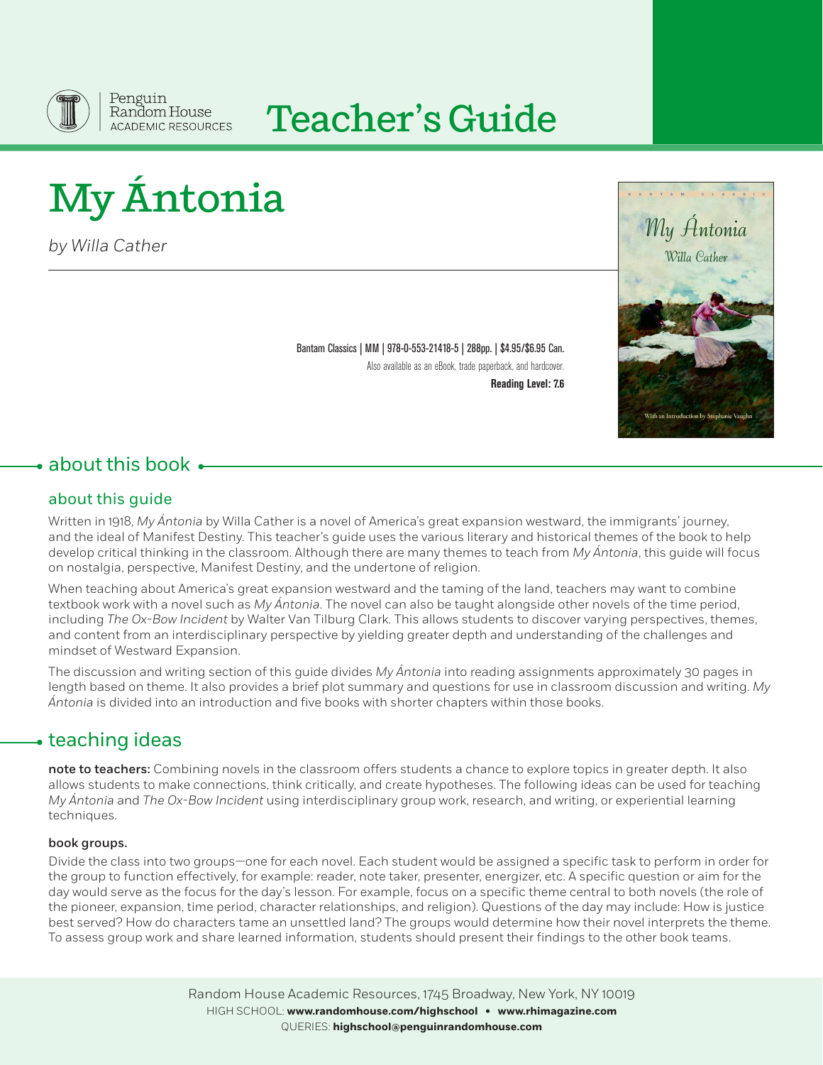Penguin Random House ACADEMIC RESOURCES

# Teacher's Guide

# My Ántonia

*by Willa Cather*

Bantam Classics | MM | 978-0-553-21418-5 | 288pp. | $4.95/$6.95 Can.
Also available as an eBook, trade paperback, and hardcover.
**Reading Level: 7.6**

## about this book

### about this guide

Written in 1918, *My Ántonia* by Willa Cather is a novel of America's great expansion westward, the immigrants' journey, and the ideal of Manifest Destiny. This teacher's guide uses the various literary and historical themes of the book to help develop critical thinking in the classroom. Although there are many themes to teach from *My Ántonia*, this guide will focus on nostalgia, perspective, Manifest Destiny, and the undertone of religion.

When teaching about America's great expansion westward and the taming of the land, teachers may want to combine textbook work with a novel such as *My Ántonia*. The novel can also be taught alongside other novels of the time period, including *The Ox-Bow Incident* by Walter Van Tilburg Clark. This allows students to discover varying perspectives, themes, and content from an interdisciplinary perspective by yielding greater depth and understanding of the challenges and mindset of Westward Expansion.

The discussion and writing section of this guide divides *My Ántonia* into reading assignments approximately 30 pages in length based on theme. It also provides a brief plot summary and questions for use in classroom discussion and writing. *My Ántonia* is divided into an introduction and five books with shorter chapters within those books.

## teaching ideas

**note to teachers:** Combining novels in the classroom offers students a chance to explore topics in greater depth. It also allows students to make connections, think critically, and create hypotheses. The following ideas can be used for teaching *My Ántonia* and *The Ox-Bow Incident* using interdisciplinary group work, research, and writing, or experiential learning techniques.

**book groups.**

Divide the class into two groups—one for each novel. Each student would be assigned a specific task to perform in order for the group to function effectively, for example: reader, note taker, presenter, energizer, etc. A specific question or aim for the day would serve as the focus for the day's lesson. For example, focus on a specific theme central to both novels (the role of the pioneer, expansion, time period, character relationships, and religion). Questions of the day may include: How is justice best served? How do characters tame an unsettled land? The groups would determine how their novel interprets the theme. To assess group work and share learned information, students should present their findings to the other book teams.

Random House Academic Resources, 1745 Broadway, New York, NY 10019
HIGH SCHOOL: **www.randomhouse.com/highschool** • **www.rhimagazine.com**
QUERIES: **highschool@penguinrandomhouse.com**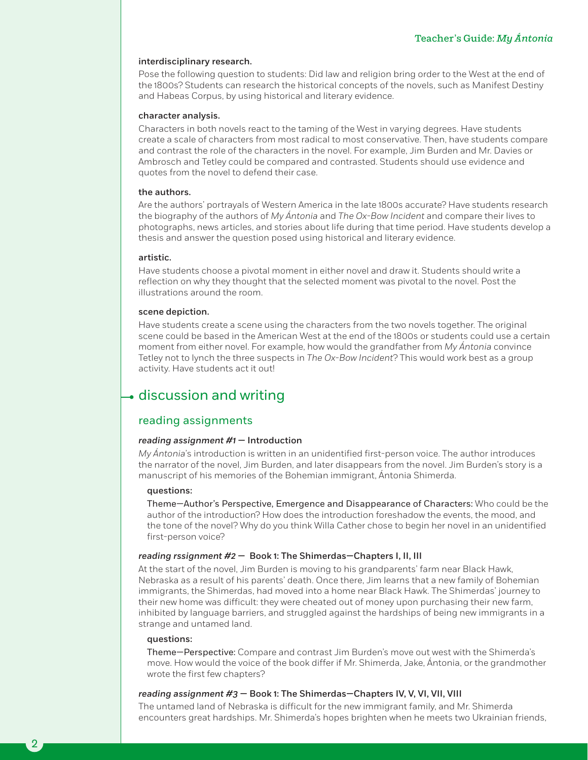**interdisciplinary research.**

Pose the following question to students: Did law and religion bring order to the West at the end of the 1800s? Students can research the historical concepts of the novels, such as Manifest Destiny and Habeas Corpus, by using historical and literary evidence.

**character analysis.**

Characters in both novels react to the taming of the West in varying degrees. Have students create a scale of characters from most radical to most conservative. Then, have students compare and contrast the role of the characters in the novel. For example, Jim Burden and Mr. Davies or Ambrosch and Tetley could be compared and contrasted. Students should use evidence and quotes from the novel to defend their case.

**the authors.**

Are the authors' portrayals of Western America in the late 1800s accurate? Have students research the biography of the authors of *My Ántonia* and *The Ox-Bow Incident* and compare their lives to photographs, news articles, and stories about life during that time period. Have students develop a thesis and answer the question posed using historical and literary evidence.

**artistic.**

Have students choose a pivotal moment in either novel and draw it. Students should write a reflection on why they thought that the selected moment was pivotal to the novel. Post the illustrations around the room.

**scene depiction.**

Have students create a scene using the characters from the two novels together. The original scene could be based in the American West at the end of the 1800s or students could use a certain moment from either novel. For example, how would the grandfather from *My Ántonia* convince Tetley not to lynch the three suspects in *The Ox-Bow Incident*? This would work best as a group activity. Have students act it out!

## discussion and writing

### reading assignments

***reading assignment #1*** **— Introduction**

*My Ántonia*'s introduction is written in an unidentified first-person voice. The author introduces the narrator of the novel, Jim Burden, and later disappears from the novel. Jim Burden's story is a manuscript of his memories of the Bohemian immigrant, Ántonia Shimerda.

**questions:**

**Theme—Author's Perspective, Emergence and Disappearance of Characters:** Who could be the author of the introduction? How does the introduction foreshadow the events, the mood, and the tone of the novel? Why do you think Willa Cather chose to begin her novel in an unidentified first-person voice?

***reading rssignment #2*** **— Book 1: The Shimerdas—Chapters I, II, III**

At the start of the novel, Jim Burden is moving to his grandparents' farm near Black Hawk, Nebraska as a result of his parents' death. Once there, Jim learns that a new family of Bohemian immigrants, the Shimerdas, had moved into a home near Black Hawk. The Shimerdas' journey to their new home was difficult: they were cheated out of money upon purchasing their new farm, inhibited by language barriers, and struggled against the hardships of being new immigrants in a strange and untamed land.

**questions:**

**Theme—Perspective:** Compare and contrast Jim Burden's move out west with the Shimerda's move. How would the voice of the book differ if Mr. Shimerda, Jake, Ántonia, or the grandmother wrote the first few chapters?

***reading assignment #3*** **— Book 1: The Shimerdas—Chapters IV, V, VI, VII, VIII**

The untamed land of Nebraska is difficult for the new immigrant family, and Mr. Shimerda encounters great hardships. Mr. Shimerda's hopes brighten when he meets two Ukrainian friends,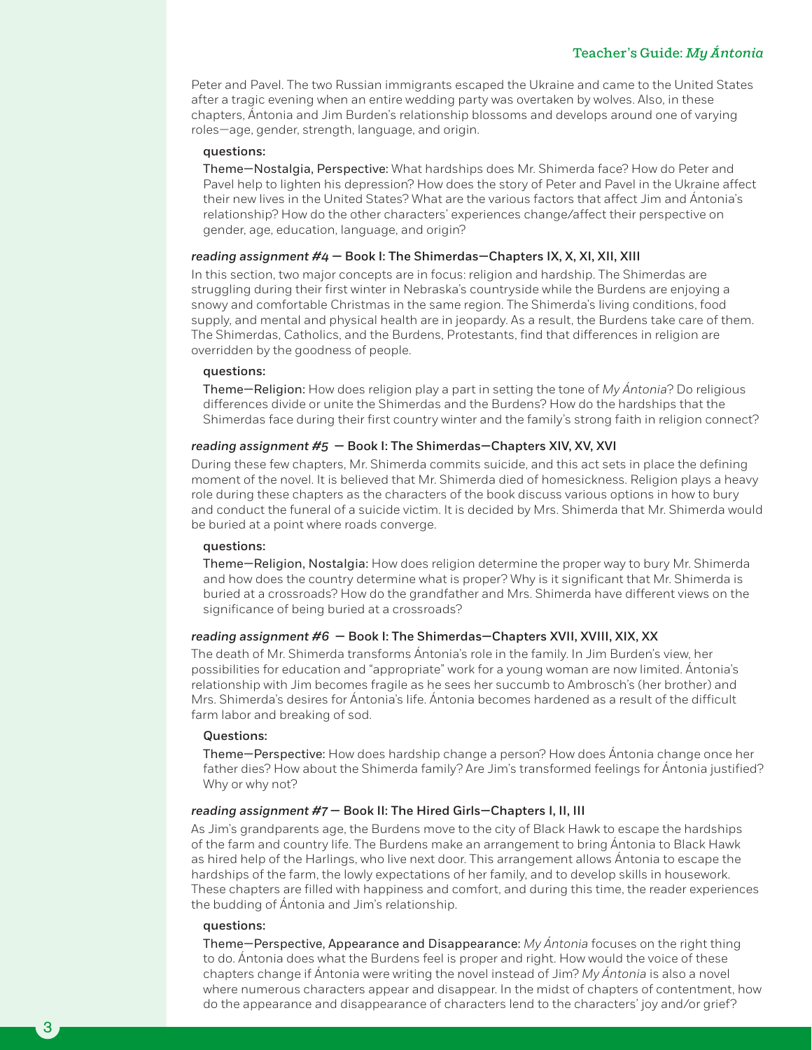Peter and Pavel. The two Russian immigrants escaped the Ukraine and came to the United States after a tragic evening when an entire wedding party was overtaken by wolves. Also, in these chapters, Ántonia and Jim Burden's relationship blossoms and develops around one of varying roles—age, gender, strength, language, and origin.

**questions:**

**Theme—Nostalgia, Perspective:** What hardships does Mr. Shimerda face? How do Peter and Pavel help to lighten his depression? How does the story of Peter and Pavel in the Ukraine affect their new lives in the United States? What are the various factors that affect Jim and Ántonia's relationship? How do the other characters' experiences change/affect their perspective on gender, age, education, language, and origin?

### *reading assignment #4* — Book I: The Shimerdas—Chapters IX, X, XI, XII, XIII

In this section, two major concepts are in focus: religion and hardship. The Shimerdas are struggling during their first winter in Nebraska's countryside while the Burdens are enjoying a snowy and comfortable Christmas in the same region. The Shimerda's living conditions, food supply, and mental and physical health are in jeopardy. As a result, the Burdens take care of them. The Shimerdas, Catholics, and the Burdens, Protestants, find that differences in religion are overridden by the goodness of people.

**questions:**

**Theme—Religion:** How does religion play a part in setting the tone of *My Ántonia*? Do religious differences divide or unite the Shimerdas and the Burdens? How do the hardships that the Shimerdas face during their first country winter and the family's strong faith in religion connect?

### *reading assignment #5* — Book I: The Shimerdas—Chapters XIV, XV, XVI

During these few chapters, Mr. Shimerda commits suicide, and this act sets in place the defining moment of the novel. It is believed that Mr. Shimerda died of homesickness. Religion plays a heavy role during these chapters as the characters of the book discuss various options in how to bury and conduct the funeral of a suicide victim. It is decided by Mrs. Shimerda that Mr. Shimerda would be buried at a point where roads converge.

**questions:**

**Theme—Religion, Nostalgia:** How does religion determine the proper way to bury Mr. Shimerda and how does the country determine what is proper? Why is it significant that Mr. Shimerda is buried at a crossroads? How do the grandfather and Mrs. Shimerda have different views on the significance of being buried at a crossroads?

### *reading assignment #6* — Book I: The Shimerdas—Chapters XVII, XVIII, XIX, XX

The death of Mr. Shimerda transforms Ántonia's role in the family. In Jim Burden's view, her possibilities for education and "appropriate" work for a young woman are now limited. Ántonia's relationship with Jim becomes fragile as he sees her succumb to Ambrosch's (her brother) and Mrs. Shimerda's desires for Ántonia's life. Ántonia becomes hardened as a result of the difficult farm labor and breaking of sod.

**Questions:**

**Theme—Perspective:** How does hardship change a person? How does Ántonia change once her father dies? How about the Shimerda family? Are Jim's transformed feelings for Ántonia justified? Why or why not?

### *reading assignment #7* — Book II: The Hired Girls—Chapters I, II, III

As Jim's grandparents age, the Burdens move to the city of Black Hawk to escape the hardships of the farm and country life. The Burdens make an arrangement to bring Ántonia to Black Hawk as hired help of the Harlings, who live next door. This arrangement allows Ántonia to escape the hardships of the farm, the lowly expectations of her family, and to develop skills in housework. These chapters are filled with happiness and comfort, and during this time, the reader experiences the budding of Ántonia and Jim's relationship.

**questions:**

**Theme—Perspective, Appearance and Disappearance:** *My Ántonia* focuses on the right thing to do. Ántonia does what the Burdens feel is proper and right. How would the voice of these chapters change if Ántonia were writing the novel instead of Jim? *My Ántonia* is also a novel where numerous characters appear and disappear. In the midst of chapters of contentment, how do the appearance and disappearance of characters lend to the characters' joy and/or grief?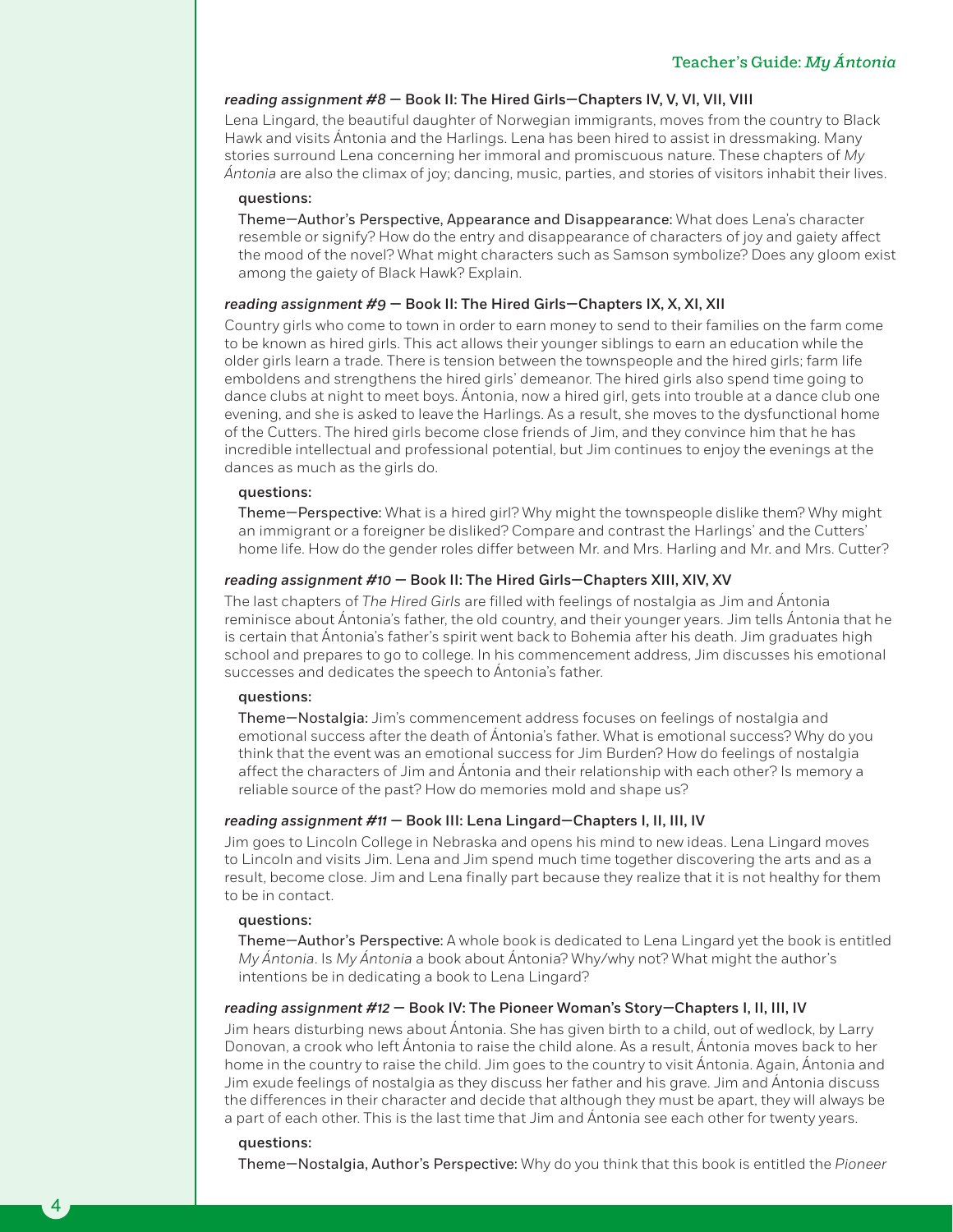### *reading assignment #8* — Book II: The Hired Girls—Chapters IV, V, VI, VII, VIII

Lena Lingard, the beautiful daughter of Norwegian immigrants, moves from the country to Black Hawk and visits Ántonia and the Harlings. Lena has been hired to assist in dressmaking. Many stories surround Lena concerning her immoral and promiscuous nature. These chapters of *My Ántonia* are also the climax of joy; dancing, music, parties, and stories of visitors inhabit their lives.

**questions:**

**Theme—Author's Perspective, Appearance and Disappearance:** What does Lena's character resemble or signify? How do the entry and disappearance of characters of joy and gaiety affect the mood of the novel? What might characters such as Samson symbolize? Does any gloom exist among the gaiety of Black Hawk? Explain.

### *reading assignment #9* — Book II: The Hired Girls—Chapters IX, X, XI, XII

Country girls who come to town in order to earn money to send to their families on the farm come to be known as hired girls. This act allows their younger siblings to earn an education while the older girls learn a trade. There is tension between the townspeople and the hired girls; farm life emboldens and strengthens the hired girls' demeanor. The hired girls also spend time going to dance clubs at night to meet boys. Ántonia, now a hired girl, gets into trouble at a dance club one evening, and she is asked to leave the Harlings. As a result, she moves to the dysfunctional home of the Cutters. The hired girls become close friends of Jim, and they convince him that he has incredible intellectual and professional potential, but Jim continues to enjoy the evenings at the dances as much as the girls do.

**questions:**

**Theme—Perspective:** What is a hired girl? Why might the townspeople dislike them? Why might an immigrant or a foreigner be disliked? Compare and contrast the Harlings' and the Cutters' home life. How do the gender roles differ between Mr. and Mrs. Harling and Mr. and Mrs. Cutter?

### *reading assignment #10* — Book II: The Hired Girls—Chapters XIII, XIV, XV

The last chapters of *The Hired Girls* are filled with feelings of nostalgia as Jim and Ántonia reminisce about Ántonia's father, the old country, and their younger years. Jim tells Ántonia that he is certain that Ántonia's father's spirit went back to Bohemia after his death. Jim graduates high school and prepares to go to college. In his commencement address, Jim discusses his emotional successes and dedicates the speech to Ántonia's father.

**questions:**

**Theme—Nostalgia:** Jim's commencement address focuses on feelings of nostalgia and emotional success after the death of Ántonia's father. What is emotional success? Why do you think that the event was an emotional success for Jim Burden? How do feelings of nostalgia affect the characters of Jim and Ántonia and their relationship with each other? Is memory a reliable source of the past? How do memories mold and shape us?

### *reading assignment #11* — Book III: Lena Lingard—Chapters I, II, III, IV

Jim goes to Lincoln College in Nebraska and opens his mind to new ideas. Lena Lingard moves to Lincoln and visits Jim. Lena and Jim spend much time together discovering the arts and as a result, become close. Jim and Lena finally part because they realize that it is not healthy for them to be in contact.

**questions:**

**Theme—Author's Perspective:** A whole book is dedicated to Lena Lingard yet the book is entitled *My Ántonia*. Is *My Ántonia* a book about Ántonia? Why/why not? What might the author's intentions be in dedicating a book to Lena Lingard?

### *reading assignment #12* — Book IV: The Pioneer Woman's Story—Chapters I, II, III, IV

Jim hears disturbing news about Ántonia. She has given birth to a child, out of wedlock, by Larry Donovan, a crook who left Ántonia to raise the child alone. As a result, Ántonia moves back to her home in the country to raise the child. Jim goes to the country to visit Ántonia. Again, Ántonia and Jim exude feelings of nostalgia as they discuss her father and his grave. Jim and Ántonia discuss the differences in their character and decide that although they must be apart, they will always be a part of each other. This is the last time that Jim and Ántonia see each other for twenty years.

**questions:**

**Theme—Nostalgia, Author's Perspective:** Why do you think that this book is entitled the *Pioneer*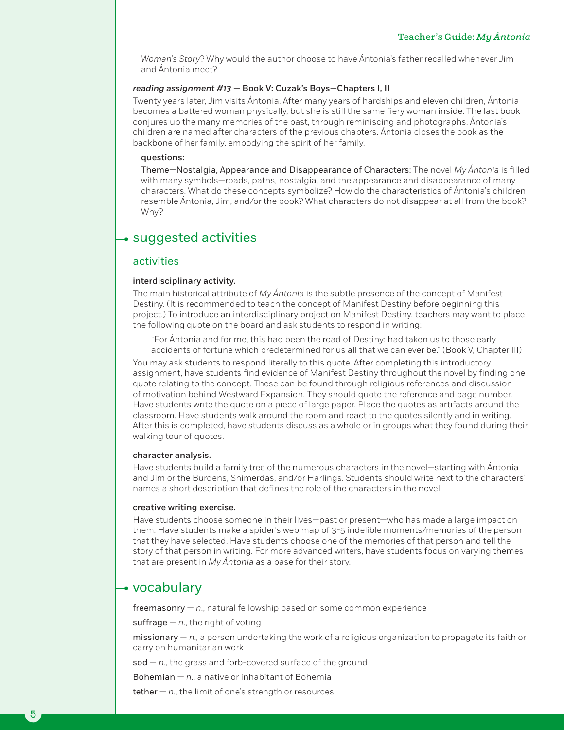*Woman's Story*? Why would the author choose to have Ántonia's father recalled whenever Jim and Ántonia meet?

**reading assignment #13 — Book V: Cuzak's Boys—Chapters I, II**

Twenty years later, Jim visits Ántonia. After many years of hardships and eleven children, Ántonia becomes a battered woman physically, but she is still the same fiery woman inside. The last book conjures up the many memories of the past, through reminiscing and photographs. Ántonia's children are named after characters of the previous chapters. Ántonia closes the book as the backbone of her family, embodying the spirit of her family.

**questions:**

**Theme—Nostalgia, Appearance and Disappearance of Characters:** The novel *My Ántonia* is filled with many symbols—roads, paths, nostalgia, and the appearance and disappearance of many characters. What do these concepts symbolize? How do the characteristics of Ántonia's children resemble Ántonia, Jim, and/or the book? What characters do not disappear at all from the book? Why?

## suggested activities

### activities

**interdisciplinary activity.**

The main historical attribute of *My Ántonia* is the subtle presence of the concept of Manifest Destiny. (It is recommended to teach the concept of Manifest Destiny before beginning this project.) To introduce an interdisciplinary project on Manifest Destiny, teachers may want to place the following quote on the board and ask students to respond in writing:

> "For Ántonia and for me, this had been the road of Destiny; had taken us to those early accidents of fortune which predetermined for us all that we can ever be." (Book V, Chapter III)

You may ask students to respond literally to this quote. After completing this introductory assignment, have students find evidence of Manifest Destiny throughout the novel by finding one quote relating to the concept. These can be found through religious references and discussion of motivation behind Westward Expansion. They should quote the reference and page number. Have students write the quote on a piece of large paper. Place the quotes as artifacts around the classroom. Have students walk around the room and react to the quotes silently and in writing. After this is completed, have students discuss as a whole or in groups what they found during their walking tour of quotes.

**character analysis.**

Have students build a family tree of the numerous characters in the novel—starting with Ántonia and Jim or the Burdens, Shimerdas, and/or Harlings. Students should write next to the characters' names a short description that defines the role of the characters in the novel.

**creative writing exercise.**

Have students choose someone in their lives—past or present—who has made a large impact on them. Have students make a spider's web map of 3-5 indelible moments/memories of the person that they have selected. Have students choose one of the memories of that person and tell the story of that person in writing. For more advanced writers, have students focus on varying themes that are present in *My Ántonia* as a base for their story.

## vocabulary

**freemasonry** — *n.*, natural fellowship based on some common experience

**suffrage** — *n.*, the right of voting

**missionary** — *n.*, a person undertaking the work of a religious organization to propagate its faith or carry on humanitarian work

**sod** — *n.*, the grass and forb-covered surface of the ground

**Bohemian** — *n.*, a native or inhabitant of Bohemia

**tether** — *n.*, the limit of one's strength or resources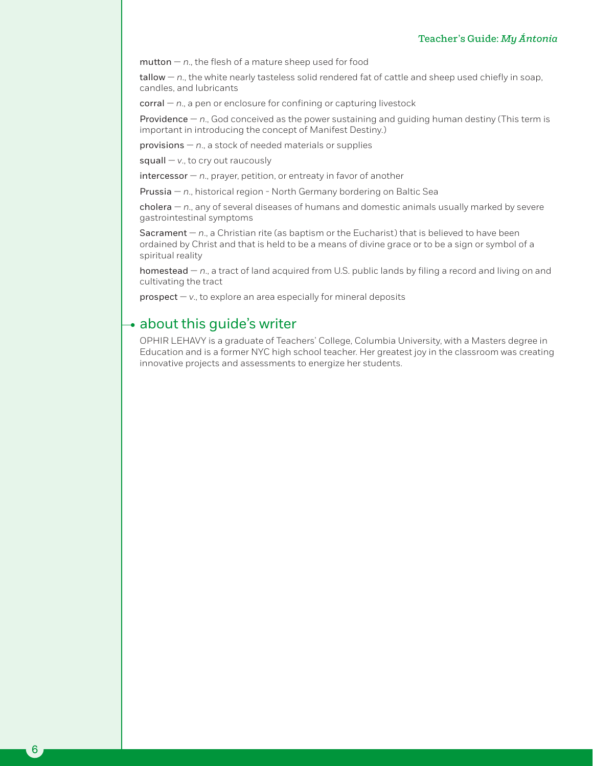**mutton** — *n.*, the flesh of a mature sheep used for food

**tallow** — *n.*, the white nearly tasteless solid rendered fat of cattle and sheep used chiefly in soap, candles, and lubricants

**corral** — *n.*, a pen or enclosure for confining or capturing livestock

**Providence** — *n.*, God conceived as the power sustaining and guiding human destiny (This term is important in introducing the concept of Manifest Destiny.)

**provisions** — *n.*, a stock of needed materials or supplies

**squall** — *v.*, to cry out raucously

**intercessor** — *n.*, prayer, petition, or entreaty in favor of another

**Prussia** — *n.*, historical region - North Germany bordering on Baltic Sea

**cholera** — *n.*, any of several diseases of humans and domestic animals usually marked by severe gastrointestinal symptoms

**Sacrament** — *n.*, a Christian rite (as baptism or the Eucharist) that is believed to have been ordained by Christ and that is held to be a means of divine grace or to be a sign or symbol of a spiritual reality

**homestead** — *n.*, a tract of land acquired from U.S. public lands by filing a record and living on and cultivating the tract

**prospect** — *v.*, to explore an area especially for mineral deposits

## about this guide's writer

OPHIR LEHAVY is a graduate of Teachers' College, Columbia University, with a Masters degree in Education and is a former NYC high school teacher. Her greatest joy in the classroom was creating innovative projects and assessments to energize her students.